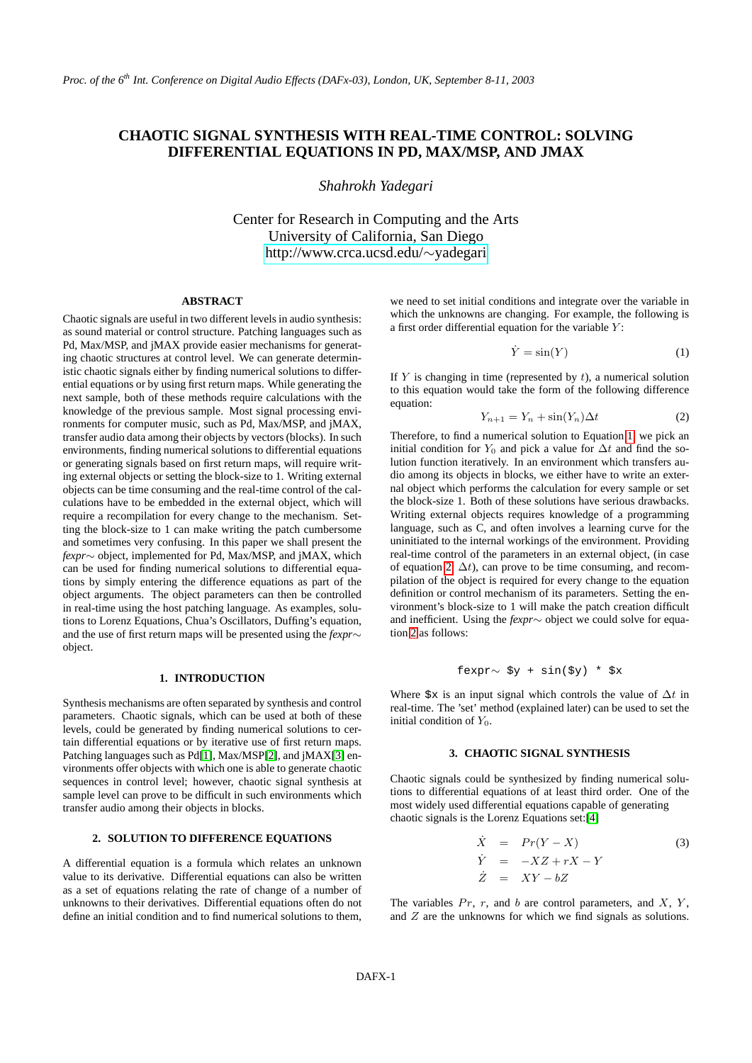# CHAOTIC SIGNAL SYNTHESIS WITH REAL-TIME CONTROL: SOLVING DIFFERENTIAL EQUATIONS IN PD, MAX/MSP, AND JMAX

*Shahrokh Yadegari*

Center for Research in Computing and the Arts
University of California, San Diego
http://www.crca.ucsd.edu/∼yadegari

## ABSTRACT

Chaotic signals are useful in two different levels in audio synthesis: as sound material or control structure. Patching languages such as Pd, Max/MSP, and jMAX provide easier mechanisms for generating chaotic structures at control level. We can generate deterministic chaotic signals either by finding numerical solutions to differential equations or by using first return maps. While generating the next sample, both of these methods require calculations with the knowledge of the previous sample. Most signal processing environments for computer music, such as Pd, Max/MSP, and jMAX, transfer audio data among their objects by vectors (blocks). In such environments, finding numerical solutions to differential equations or generating signals based on first return maps, will require writing external objects or setting the block-size to 1. Writing external objects can be time consuming and the real-time control of the calculations have to be embedded in the external object, which will require a recompilation for every change to the mechanism. Setting the block-size to 1 can make writing the patch cumbersome and sometimes very confusing. In this paper we shall present the *fexpr*∼ object, implemented for Pd, Max/MSP, and jMAX, which can be used for finding numerical solutions to differential equations by simply entering the difference equations as part of the object arguments. The object parameters can then be controlled in real-time using the host patching language. As examples, solutions to Lorenz Equations, Chua's Oscillators, Duffing's equation, and the use of first return maps will be presented using the *fexpr*∼ object.

## 1. INTRODUCTION

Synthesis mechanisms are often separated by synthesis and control parameters. Chaotic signals, which can be used at both of these levels, could be generated by finding numerical solutions to certain differential equations or by iterative use of first return maps. Patching languages such as Pd[1], Max/MSP[2], and jMAX[3] environments offer objects with which one is able to generate chaotic sequences in control level; however, chaotic signal synthesis at sample level can prove to be difficult in such environments which transfer audio among their objects in blocks.

## 2. SOLUTION TO DIFFERENCE EQUATIONS

A differential equation is a formula which relates an unknown value to its derivative. Differential equations can also be written as a set of equations relating the rate of change of a number of unknowns to their derivatives. Differential equations often do not define an initial condition and to find numerical solutions to them, we need to set initial conditions and integrate over the variable in which the unknowns are changing. For example, the following is a first order differential equation for the variable $Y$:

$$\dot{Y} = \sin(Y) \tag{1}$$

If $Y$ is changing in time (represented by $t$), a numerical solution to this equation would take the form of the following difference equation:

$$Y_{n+1} = Y_n + \sin(Y_n)\Delta t \tag{2}$$

Therefore, to find a numerical solution to Equation 1, we pick an initial condition for $Y_0$ and pick a value for $\Delta t$ and find the solution function iteratively. In an environment which transfers audio among its objects in blocks, we either have to write an external object which performs the calculation for every sample or set the block-size 1. Both of these solutions have serious drawbacks. Writing external objects requires knowledge of a programming language, such as C, and often involves a learning curve for the uninitiated to the internal workings of the environment. Providing real-time control of the parameters in an external object, (in case of equation 2, $\Delta t$), can prove to be time consuming, and recompilation of the object is required for every change to the equation definition or control mechanism of its parameters. Setting the environment's block-size to 1 will make the patch creation difficult and inefficient. Using the *fexpr*∼ object we could solve for equation 2 as follows:

```
fexpr~ $y + sin($y) * $x
```

Where `$x` is an input signal which controls the value of $\Delta t$ in real-time. The 'set' method (explained later) can be used to set the initial condition of $Y_0$.

## 3. CHAOTIC SIGNAL SYNTHESIS

Chaotic signals could be synthesized by finding numerical solutions to differential equations of at least third order. One of the most widely used differential equations capable of generating chaotic signals is the Lorenz Equations set:[4]

$$\begin{aligned} \dot{X} &= Pr(Y - X) \\ \dot{Y} &= -XZ + rX - Y \\ \dot{Z} &= XY - bZ \end{aligned} \tag{3}$$

The variables $Pr$, $r$, and $b$ are control parameters, and $X$, $Y$, and $Z$ are the unknowns for which we find signals as solutions.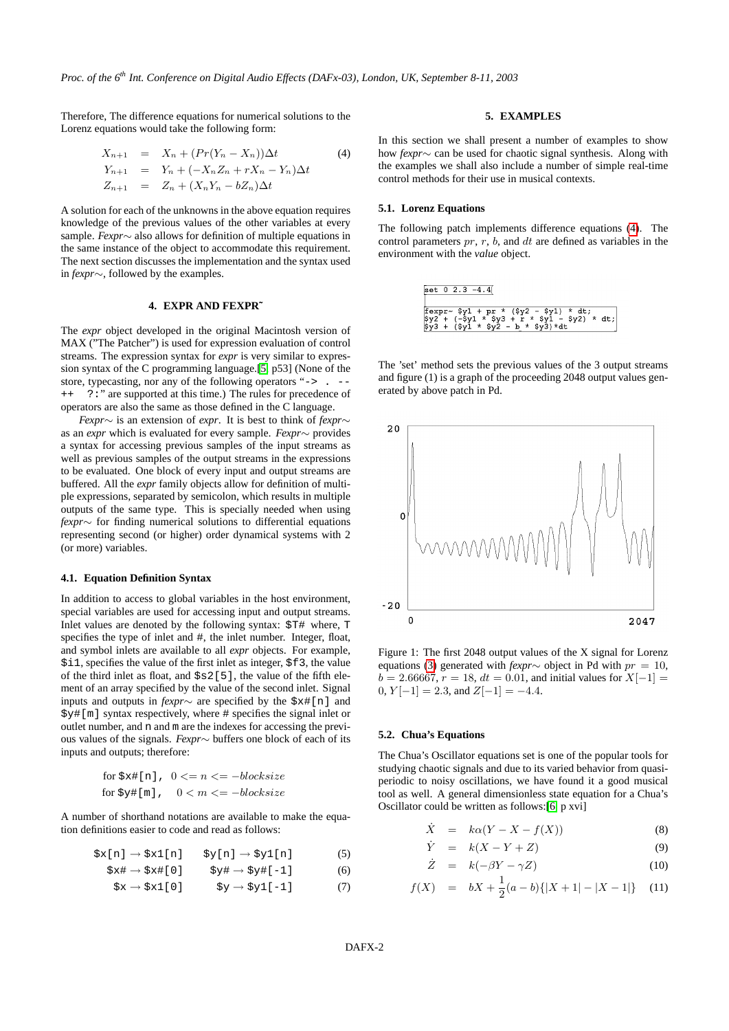Therefore, The difference equations for numerical solutions to the Lorenz equations would take the following form:

$$
\begin{aligned}
X_{n+1} &= X_n + (Pr(Y_n - X_n))\Delta t \\
Y_{n+1} &= Y_n + (-X_n Z_n + rX_n - Y_n)\Delta t \\
Z_{n+1} &= Z_n + (X_n Y_n - bZ_n)\Delta t
\end{aligned} \tag{4}
$$

A solution for each of the unknowns in the above equation requires knowledge of the previous values of the other variables at every sample. *Fexpr∼* also allows for definition of multiple equations in the same instance of the object to accommodate this requirement. The next section discusses the implementation and the syntax used in *fexpr∼*, followed by the examples.

### 4. EXPR AND FEXPR˜

The *expr* object developed in the original Macintosh version of MAX ("The Patcher") is used for expression evaluation of control streams. The expression syntax for *expr* is very similar to expression syntax of the C programming language.[5, p53] (None of the store, typecasting, nor any of the following operators "`->  .  --  ++  ?:`" are supported at this time.) The rules for precedence of operators are also the same as those defined in the C language.

*Fexpr∼* is an extension of *expr*. It is best to think of *fexpr∼* as an *expr* which is evaluated for every sample. *Fexpr∼* provides a syntax for accessing previous samples of the input streams as well as previous samples of the output streams in the expressions to be evaluated. One block of every input and output streams are buffered. All the *expr* family objects allow for definition of multiple expressions, separated by semicolon, which results in multiple outputs of the same type. This is specially needed when using *fexpr∼* for finding numerical solutions to differential equations representing second (or higher) order dynamical systems with 2 (or more) variables.

#### 4.1. Equation Definition Syntax

In addition to access to global variables in the host environment, special variables are used for accessing input and output streams. Inlet values are denoted by the following syntax: `$T#` where, `T` specifies the type of inlet and #, the inlet number. Integer, float, and symbol inlets are available to all *expr* objects. For example, `$i1`, specifies the value of the first inlet as integer, `$f3`, the value of the third inlet as float, and `$s2[5]`, the value of the fifth element of an array specified by the value of the second inlet. Signal inputs and outputs in *fexpr∼* are specified by the `$x#[n]` and `$y#[m]` syntax respectively, where # specifies the signal inlet or outlet number, and `n` and `m` are the indexes for accessing the previous values of the signals. *Fexpr∼* buffers one block of each of its inputs and outputs; therefore:

for `$x#[n]`, $0 <= n <= -blocksize$

for `$y#[m]`, $0 < m <= -blocksize$

A number of shorthand notations are available to make the equation definitions easier to code and read as follows:

| | | |
|---|---|---|
| `$x[n]` → `$x1[n]` | `$y[n]` → `$y1[n]` | (5) |
| `$x#` → `$x#[0]` | `$y#` → `$y#[-1]` | (6) |
| `$x` → `$x1[0]` | `$y` → `$y1[-1]` | (7) |

### 5. EXAMPLES

In this section we shall present a number of examples to show how *fexpr∼* can be used for chaotic signal synthesis. Along with the examples we shall also include a number of simple real-time control methods for their use in musical contexts.

#### 5.1. Lorenz Equations

The following patch implements difference equations (4). The control parameters $pr$, $r$, $b$, and $dt$ are defined as variables in the environment with the *value* object.

```
set 0 2.3 -4.4

fexpr~ $y1 + pr * ($y2 - $y1) * dt;
$y2 + (-$y1 * $y3 + r * $y1 - $y2) * dt;
$y3 + ($y1 * $y2 - b * $y3)*dt
```

The 'set' method sets the previous values of the 3 output streams and figure (1) is a graph of the proceeding 2048 output values generated by above patch in Pd.

Figure 1: The first 2048 output values of the X signal for Lorenz equations (3) generated with *fexpr∼* object in Pd with $pr = 10$, $b = 2.66667$, $r = 18$, $dt = 0.01$, and initial values for $X[-1] = 0$, $Y[-1] = 2.3$, and $Z[-1] = -4.4$.

#### 5.2. Chua's Equations

The Chua's Oscillator equations set is one of the popular tools for studying chaotic signals and due to its varied behavior from quasi-periodic to noisy oscillations, we have found it a good musical tool as well. A general dimensionless state equation for a Chua's Oscillator could be written as follows:[6, p xvi]

$$\dot{X} = k\alpha(Y - X - f(X)) \tag{8}$$

$$\dot{Y} = k(X - Y + Z) \tag{9}$$

$$\dot{Z} = k(-\beta Y - \gamma Z) \tag{10}$$

$$f(X) = bX + \frac{1}{2}(a - b)\{|X + 1| - |X - 1|\} \tag{11}$$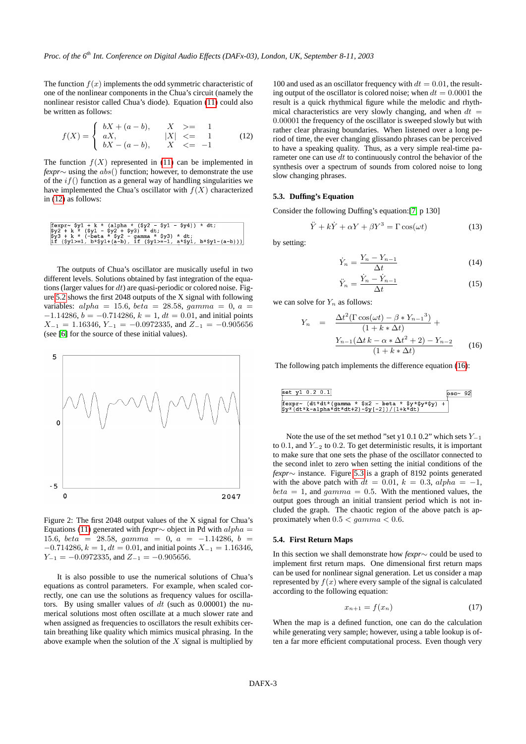The function $f(x)$ implements the odd symmetric characteristic of one of the nonlinear components in the Chua's circuit (namely the nonlinear resistor called Chua's diode). Equation (11) could also be written as follows:

$$f(X) = \begin{cases} bX + (a-b), & X \quad >= \quad 1 \\ aX, & |X| \quad <= \quad 1 \\ bX - (a-b), & X \quad <= \quad -1 \end{cases} \tag{12}$$

The function $f(X)$ represented in (11) can be implemented in *fexpr~* using the $abs()$ function; however, to demonstrate the use of the $if()$ function as a general way of handling singularities we have implemented the Chua's oscillator with $f(X)$ characterized in (12) as follows:

```
fexpr~ $y1 + k * (alpha * ($y2 - $y1 - $y4)) * dt;
$y2 + k * ($y1 - $y2 + $y3) * dt;
$y3 + k * (-beta * $y2 - gamma * $y3) * dt;
if ($y1>=1, b*$y1+(a-b), if ($y1>=-1, a*$y1, b*$y1-(a-b)))
```

The outputs of Chua's oscillator are musically useful in two different levels. Solutions obtained by fast integration of the equations (larger values for $dt$) are quasi-periodic or colored noise. Figure 5.2 shows the first 2048 outputs of the X signal with following variables: $alpha = 15.6$, $beta = 28.58$, $gamma = 0$, $a = -1.14286$, $b = -0.714286$, $k = 1$, $dt = 0.01$, and initial points $X_{-1} = 1.16346$, $Y_{-1} = -0.0972335$, and $Z_{-1} = -0.905656$ (see [6] for the source of these initial values).

Figure 2: The first 2048 output values of the X signal for Chua's Equations (11) generated with *fexpr~* object in Pd with $alpha = 15.6$, $beta = 28.58$, $gamma = 0$, $a = -1.14286$, $b = -0.714286$, $k = 1$, $dt = 0.01$, and initial points $X_{-1} = 1.16346$, $Y_{-1} = -0.0972335$, and $Z_{-1} = -0.905656$.

It is also possible to use the numerical solutions of Chua's equations as control parameters. For example, when scaled correctly, one can use the solutions as frequency values for oscillators. By using smaller values of $dt$ (such as 0.00001) the numerical solutions most often oscillate at a much slower rate and when assigned as frequencies to oscillators the result exhibits certain breathing like quality which mimics musical phrasing. In the above example when the solution of the $X$ signal is multiplied by 100 and used as an oscillator frequency with $dt = 0.01$, the resulting output of the oscillator is colored noise; when $dt = 0.0001$ the result is a quick rhythmical figure while the melodic and rhythmical characteristics are very slowly changing, and when $dt = 0.00001$ the frequency of the oscillator is sweeped slowly but with rather clear phrasing boundaries. When listened over a long period of time, the ever changing glissando phrases can be perceived to have a speaking quality. Thus, as a very simple real-time parameter one can use $dt$ to continuously control the behavior of the synthesis over a spectrum of sounds from colored noise to long slow changing phrases.

### 5.3. Duffing's Equation

Consider the following Duffing's equation:[7, p 130]

$$\ddot{Y} + k\dot{Y} + \alpha Y + \beta Y^3 = \Gamma \cos(\omega t) \tag{13}$$

by setting:

$$\dot{Y}_n = \frac{Y_n - Y_{n-1}}{\Delta t} \tag{14}$$

$$\ddot{Y}_n = \frac{\dot{Y}_n - \dot{Y}_{n-1}}{\Delta t} \tag{15}$$

we can solve for $Y_n$ as follows:

$$Y_n = \frac{\Delta t^2(\Gamma \cos(\omega t) - \beta * Y_{n-1}{}^3)}{(1 + k * \Delta t)} + \frac{Y_{n-1}(\Delta t\, k - \alpha * \Delta t^2 + 2) - Y_{n-2}}{(1 + k * \Delta t)} \tag{16}$$

The following patch implements the difference equation (16):

```
set y1 0.2 0.1                                        osc~ 92
fexpr~ (dt*dt*(gamma * $x2 - beta * $y*$y*$y) +
$y*(dt*k-alpha*dt*dt+2)-$y[-2])/(1+k*dt)
```

Note the use of the set method "set y1 0.1 0.2" which sets $Y_{-1}$ to 0.1, and $Y_{-2}$ to 0.2. To get deterministic results, it is important to make sure that one sets the phase of the oscillator connected to the second inlet to zero when setting the initial conditions of the *fexpr~* instance. Figure 5.3 is a graph of 8192 points generated with the above patch with $dt = 0.01$, $k = 0.3$, $alpha = -1$, $beta = 1$, and $gamma = 0.5$. With the mentioned values, the output goes through an initial transient period which is not included the graph. The chaotic region of the above patch is approximately when $0.5 < gamma < 0.6$.

### 5.4. First Return Maps

In this section we shall demonstrate how *fexpr~* could be used to implement first return maps. One dimensional first return maps can be used for nonlinear signal generation. Let us consider a map represented by $f(x)$ where every sample of the signal is calculated according to the following equation:

$$x_{n+1} = f(x_n) \tag{17}$$

When the map is a defined function, one can do the calculation while generating very sample; however, using a table lookup is often a far more efficient computational process. Even though very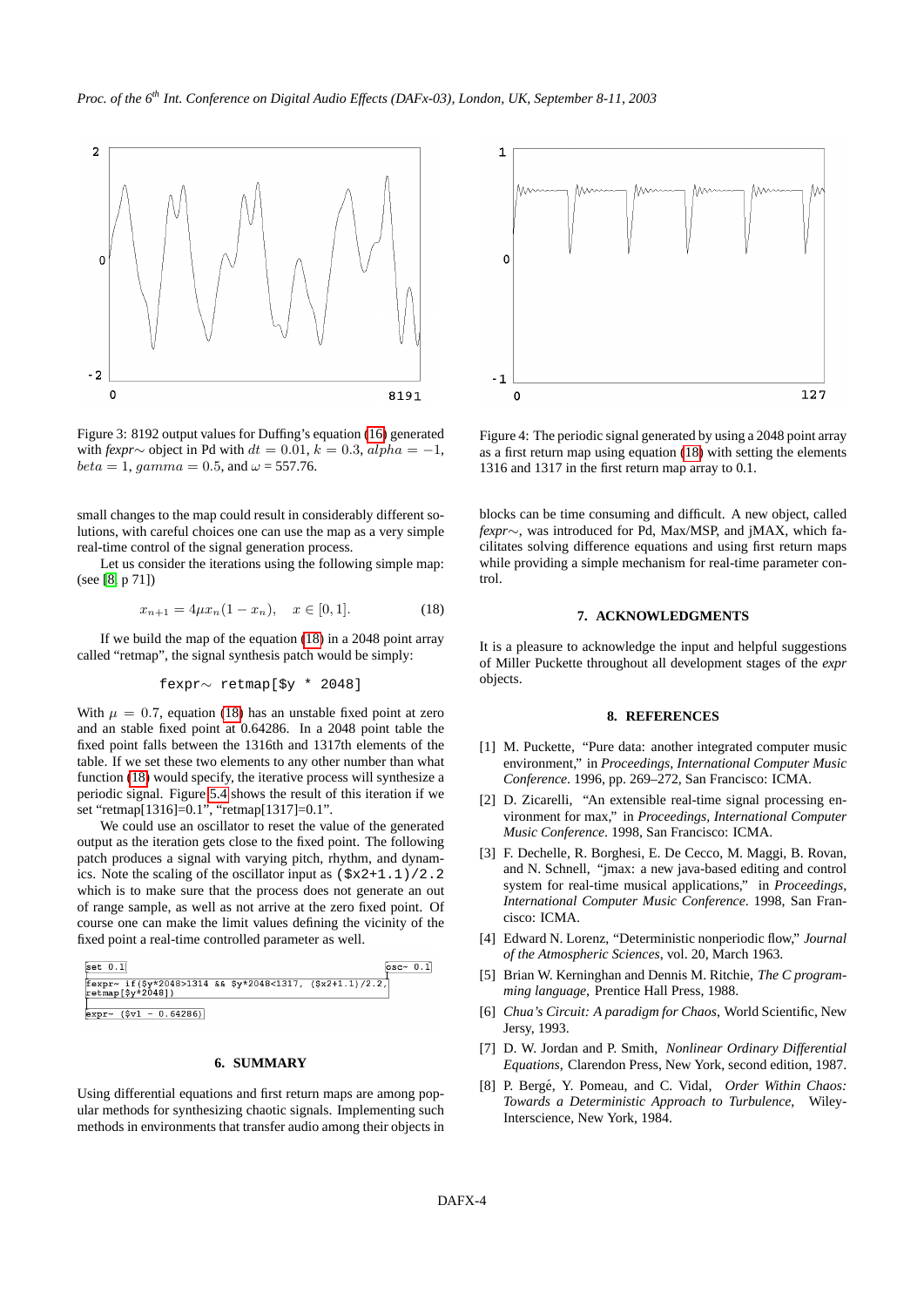2

0

-2

0

8191

Figure 3: 8192 output values for Duffing's equation (16) generated with *fexpr*∼ object in Pd with $dt = 0.01$, $k = 0.3$, $alpha = -1$, $beta = 1$, $gamma = 0.5$, and $\omega$ = 557.76.

1

0

-1

0

127

Figure 4: The periodic signal generated by using a 2048 point array as a first return map using equation (18) with setting the elements 1316 and 1317 in the first return map array to 0.1.

small changes to the map could result in considerably different solutions, with careful choices one can use the map as a very simple real-time control of the signal generation process.

Let us consider the iterations using the following simple map: (see [8, p 71])

$$x_{n+1} = 4\mu x_n(1 - x_n), \quad x \in [0, 1]. \tag{18}$$

If we build the map of the equation (18) in a 2048 point array called "retmap", the signal synthesis patch would be simply:

```
fexpr~ retmap[$y * 2048]
```

With $\mu = 0.7$, equation (18) has an unstable fixed point at zero and an stable fixed point at 0.64286. In a 2048 point table the fixed point falls between the 1316th and 1317th elements of the table. If we set these two elements to any other number than what function (18) would specify, the iterative process will synthesize a periodic signal. Figure 5.4 shows the result of this iteration if we set "retmap[1316]=0.1", "retmap[1317]=0.1".

We could use an oscillator to reset the value of the generated output as the iteration gets close to the fixed point. The following patch produces a signal with varying pitch, rhythm, and dynamics. Note the scaling of the oscillator input as `($x2+1.1)/2.2` which is to make sure that the process does not generate an out of range sample, as well as not arrive at the zero fixed point. Of course one can make the limit values defining the vicinity of the fixed point a real-time controlled parameter as well.

```
set 0.1                                                    osc~ 0.1
fexpr~ if($y*2048>1314 && $y*2048<1317, ($x2+1.1)/2.2,
retmap[$y*2048])
expr~ ($v1 - 0.64286)
```

## 6. SUMMARY

Using differential equations and first return maps are among popular methods for synthesizing chaotic signals. Implementing such methods in environments that transfer audio among their objects in blocks can be time consuming and difficult. A new object, called *fexpr*∼, was introduced for Pd, Max/MSP, and jMAX, which facilitates solving difference equations and using first return maps while providing a simple mechanism for real-time parameter control.

## 7. ACKNOWLEDGMENTS

It is a pleasure to acknowledge the input and helpful suggestions of Miller Puckette throughout all development stages of the *expr* objects.

## 8. REFERENCES

[1] M. Puckette, "Pure data: another integrated computer music environment," in *Proceedings, International Computer Music Conference*. 1996, pp. 269–272, San Francisco: ICMA.

[2] D. Zicarelli, "An extensible real-time signal processing environment for max," in *Proceedings, International Computer Music Conference*. 1998, San Francisco: ICMA.

[3] F. Dechelle, R. Borghesi, E. De Cecco, M. Maggi, B. Rovan, and N. Schnell, "jmax: a new java-based editing and control system for real-time musical applications," in *Proceedings, International Computer Music Conference*. 1998, San Francisco: ICMA.

[4] Edward N. Lorenz, "Deterministic nonperiodic flow," *Journal of the Atmospheric Sciences*, vol. 20, March 1963.

[5] Brian W. Kerninghan and Dennis M. Ritchie, *The C programming language*, Prentice Hall Press, 1988.

[6] *Chua's Circuit: A paradigm for Chaos*, World Scientific, New Jersy, 1993.

[7] D. W. Jordan and P. Smith, *Nonlinear Ordinary Differential Equations*, Clarendon Press, New York, second edition, 1987.

[8] P. Bergé, Y. Pomeau, and C. Vidal, *Order Within Chaos: Towards a Deterministic Approach to Turbulence*, Wiley-Interscience, New York, 1984.